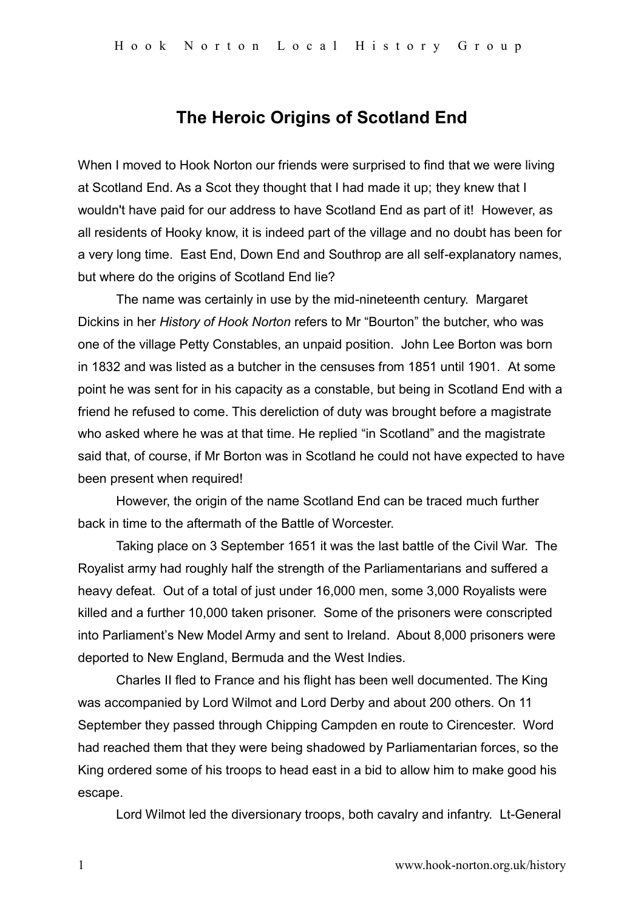# The Heroic Origins of Scotland End

When I moved to Hook Norton our friends were surprised to find that we were living at Scotland End. As a Scot they thought that I had made it up; they knew that I wouldn't have paid for our address to have Scotland End as part of it! However, as all residents of Hooky know, it is indeed part of the village and no doubt has been for a very long time. East End, Down End and Southrop are all self-explanatory names, but where do the origins of Scotland End lie?

The name was certainly in use by the mid-nineteenth century. Margaret Dickins in her *History of Hook Norton* refers to Mr "Bourton" the butcher, who was one of the village Petty Constables, an unpaid position. John Lee Borton was born in 1832 and was listed as a butcher in the censuses from 1851 until 1901. At some point he was sent for in his capacity as a constable, but being in Scotland End with a friend he refused to come. This dereliction of duty was brought before a magistrate who asked where he was at that time. He replied "in Scotland" and the magistrate said that, of course, if Mr Borton was in Scotland he could not have expected to have been present when required!

However, the origin of the name Scotland End can be traced much further back in time to the aftermath of the Battle of Worcester.

Taking place on 3 September 1651 it was the last battle of the Civil War. The Royalist army had roughly half the strength of the Parliamentarians and suffered a heavy defeat. Out of a total of just under 16,000 men, some 3,000 Royalists were killed and a further 10,000 taken prisoner. Some of the prisoners were conscripted into Parliament's New Model Army and sent to Ireland. About 8,000 prisoners were deported to New England, Bermuda and the West Indies.

Charles II fled to France and his flight has been well documented. The King was accompanied by Lord Wilmot and Lord Derby and about 200 others. On 11 September they passed through Chipping Campden en route to Cirencester. Word had reached them that they were being shadowed by Parliamentarian forces, so the King ordered some of his troops to head east in a bid to allow him to make good his escape.

Lord Wilmot led the diversionary troops, both cavalry and infantry. Lt-General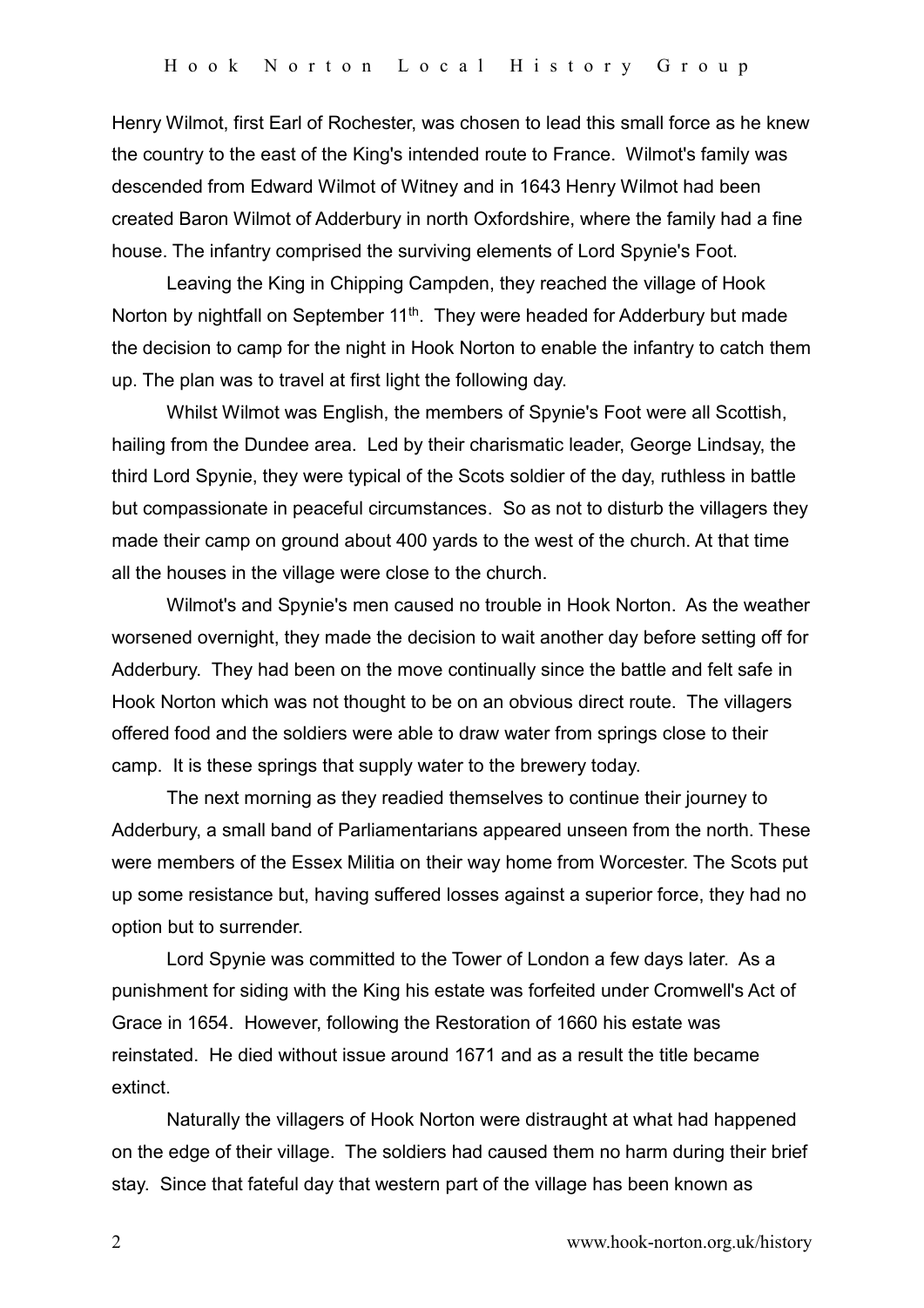Henry Wilmot, first Earl of Rochester, was chosen to lead this small force as he knew the country to the east of the King's intended route to France. Wilmot's family was descended from Edward Wilmot of Witney and in 1643 Henry Wilmot had been created Baron Wilmot of Adderbury in north Oxfordshire, where the family had a fine house. The infantry comprised the surviving elements of Lord Spynie's Foot.

Leaving the King in Chipping Campden, they reached the village of Hook Norton by nightfall on September 11th. They were headed for Adderbury but made the decision to camp for the night in Hook Norton to enable the infantry to catch them up. The plan was to travel at first light the following day.

Whilst Wilmot was English, the members of Spynie's Foot were all Scottish, hailing from the Dundee area. Led by their charismatic leader, George Lindsay, the third Lord Spynie, they were typical of the Scots soldier of the day, ruthless in battle but compassionate in peaceful circumstances. So as not to disturb the villagers they made their camp on ground about 400 yards to the west of the church. At that time all the houses in the village were close to the church.

Wilmot's and Spynie's men caused no trouble in Hook Norton. As the weather worsened overnight, they made the decision to wait another day before setting off for Adderbury. They had been on the move continually since the battle and felt safe in Hook Norton which was not thought to be on an obvious direct route. The villagers offered food and the soldiers were able to draw water from springs close to their camp. It is these springs that supply water to the brewery today.

The next morning as they readied themselves to continue their journey to Adderbury, a small band of Parliamentarians appeared unseen from the north. These were members of the Essex Militia on their way home from Worcester. The Scots put up some resistance but, having suffered losses against a superior force, they had no option but to surrender.

Lord Spynie was committed to the Tower of London a few days later. As a punishment for siding with the King his estate was forfeited under Cromwell's Act of Grace in 1654. However, following the Restoration of 1660 his estate was reinstated. He died without issue around 1671 and as a result the title became extinct.

Naturally the villagers of Hook Norton were distraught at what had happened on the edge of their village. The soldiers had caused them no harm during their brief stay. Since that fateful day that western part of the village has been known as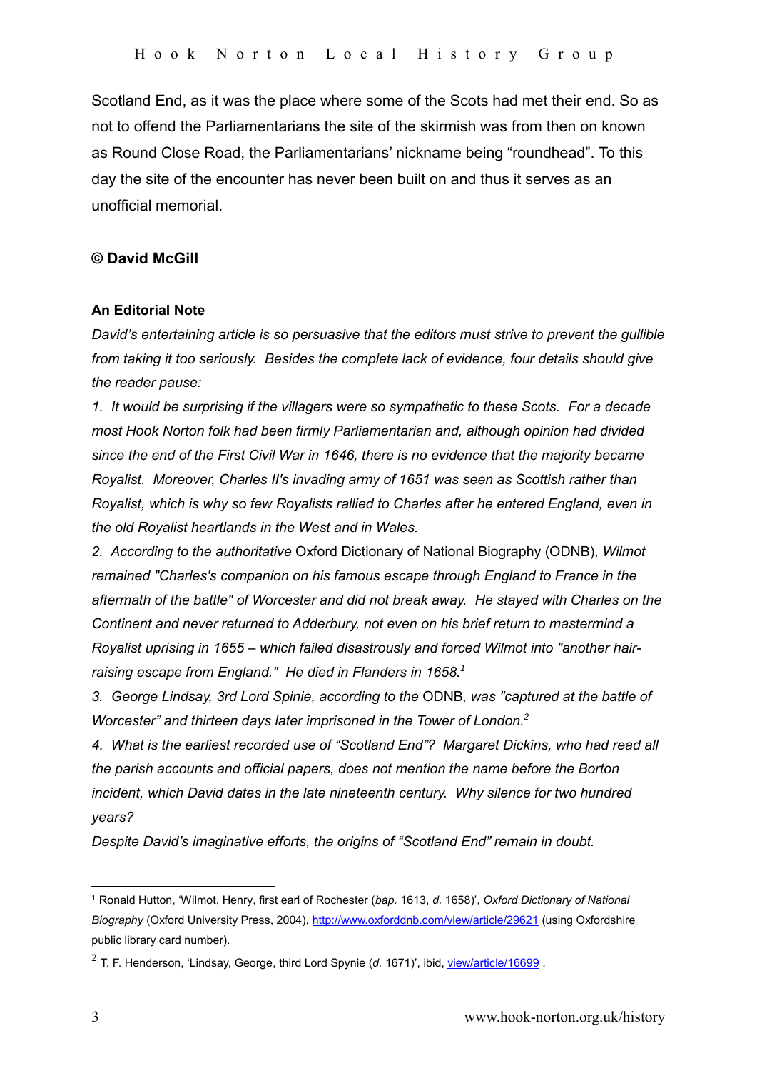Scotland End, as it was the place where some of the Scots had met their end. So as not to offend the Parliamentarians the site of the skirmish was from then on known as Round Close Road, the Parliamentarians' nickname being "roundhead". To this day the site of the encounter has never been built on and thus it serves as an unofficial memorial.

**© David McGill**

**An Editorial Note**

*David's entertaining article is so persuasive that the editors must strive to prevent the gullible from taking it too seriously. Besides the complete lack of evidence, four details should give the reader pause:*

*1. It would be surprising if the villagers were so sympathetic to these Scots. For a decade most Hook Norton folk had been firmly Parliamentarian and, although opinion had divided since the end of the First Civil War in 1646, there is no evidence that the majority became Royalist. Moreover, Charles II's invading army of 1651 was seen as Scottish rather than Royalist, which is why so few Royalists rallied to Charles after he entered England, even in the old Royalist heartlands in the West and in Wales.*

*2. According to the authoritative* Oxford Dictionary of National Biography (ODNB)*, Wilmot remained "Charles's companion on his famous escape through England to France in the aftermath of the battle" of Worcester and did not break away. He stayed with Charles on the Continent and never returned to Adderbury, not even on his brief return to mastermind a Royalist uprising in 1655 – which failed disastrously and forced Wilmot into "another hair-raising escape from England." He died in Flanders in 1658.*[1]

*3. George Lindsay, 3rd Lord Spinie, according to the* ODNB*, was "captured at the battle of Worcester" and thirteen days later imprisoned in the Tower of London.*[2]

*4. What is the earliest recorded use of "Scotland End"? Margaret Dickins, who had read all the parish accounts and official papers, does not mention the name before the Borton incident, which David dates in the late nineteenth century. Why silence for two hundred years?*

*Despite David's imaginative efforts, the origins of "Scotland End" remain in doubt.*

---

[1] Ronald Hutton, 'Wilmot, Henry, first earl of Rochester (*bap.* 1613, *d.* 1658)', *Oxford Dictionary of National Biography* (Oxford University Press, 2004), http://www.oxforddnb.com/view/article/29621 (using Oxfordshire public library card number).

[2] T. F. Henderson, 'Lindsay, George, third Lord Spynie (*d.* 1671)', ibid, view/article/16699 .